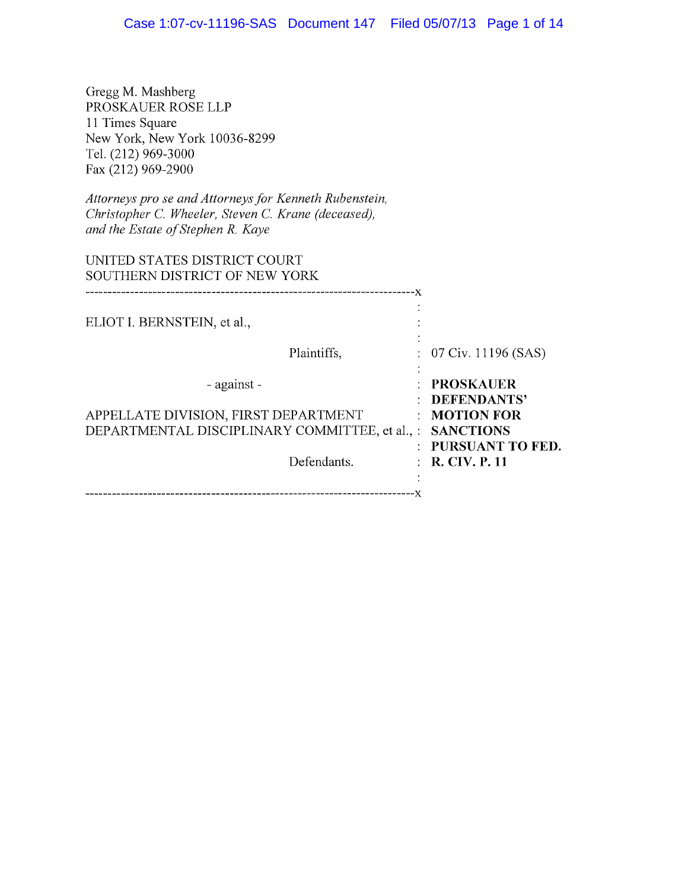Gregg M. Mashberg
PROSKAUER ROSE LLP
11 Times Square
New York, New York 10036-8299
Tel. (212) 969-3000
Fax (212) 969-2900

*Attorneys pro se and Attorneys for Kenneth Rubenstein, Christopher C. Wheeler, Steven C. Krane (deceased), and the Estate of Stephen R. Kaye*

UNITED STATES DISTRICT COURT
SOUTHERN DISTRICT OF NEW YORK

| | |
|---|---|
| ELIOT I. BERNSTEIN, et al., | |
| Plaintiffs, | 07 Civ. 11196 (SAS) |
| - against - | **PROSKAUER DEFENDANTS' MOTION FOR SANCTIONS PURSUANT TO FED. R. CIV. P. 11** |
| APPELLATE DIVISION, FIRST DEPARTMENT DEPARTMENTAL DISCIPLINARY COMMITTEE, et al., | |
| Defendants. | |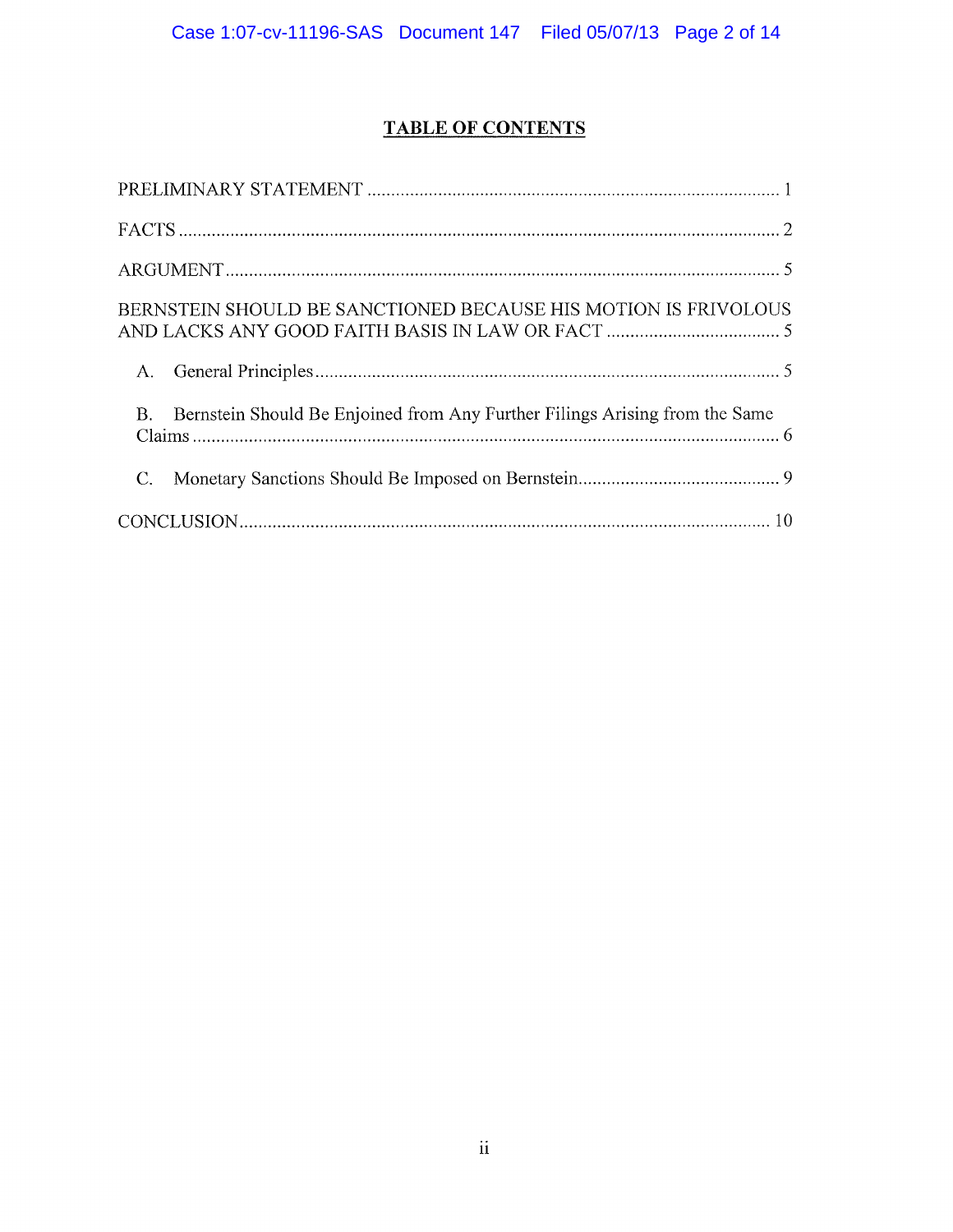# TABLE OF CONTENTS

PRELIMINARY STATEMENT ........................................................................................ 1

FACTS ........................................................................................................................... 2

ARGUMENT .................................................................................................................. 5

BERNSTEIN SHOULD BE SANCTIONED BECAUSE HIS MOTION IS FRIVOLOUS AND LACKS ANY GOOD FAITH BASIS IN LAW OR FACT .................................... 5

- A. General Principles ............................................................................................. 5
- B. Bernstein Should Be Enjoined from Any Further Filings Arising from the Same Claims ......................................................................................................................... 6
- C. Monetary Sanctions Should Be Imposed on Bernstein ........................................... 9

CONCLUSION ............................................................................................................... 10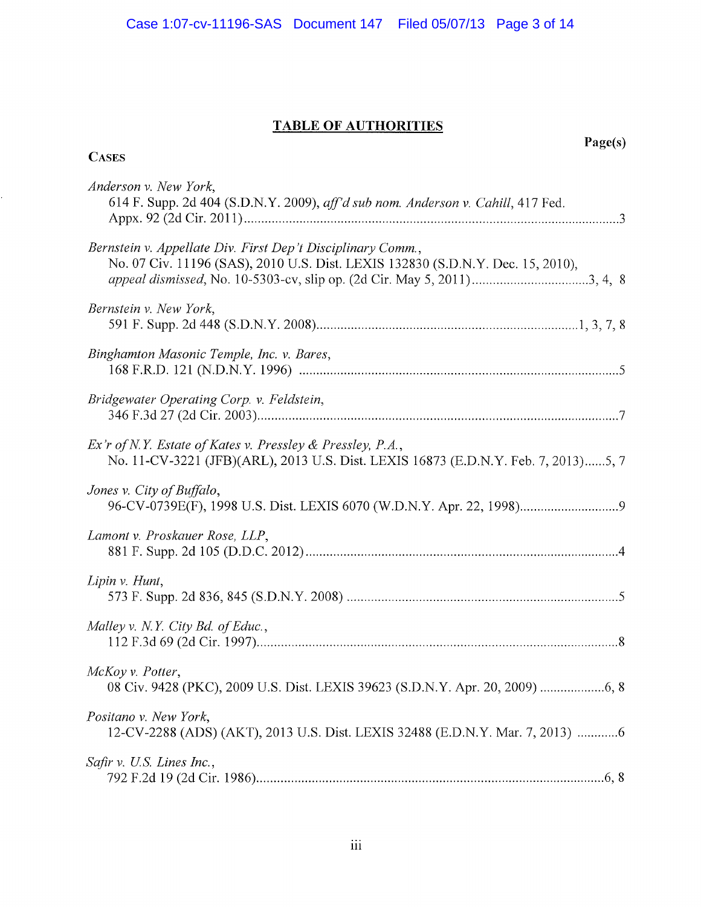# TABLE OF AUTHORITIES

**CASES** **Page(s)**

*Anderson v. New York*,
614 F. Supp. 2d 404 (S.D.N.Y. 2009), *aff'd sub nom. Anderson v. Cahill*, 417 Fed. Appx. 92 (2d Cir. 2011)....................3

*Bernstein v. Appellate Div. First Dep't Disciplinary Comm.*,
No. 07 Civ. 11196 (SAS), 2010 U.S. Dist. LEXIS 132830 (S.D.N.Y. Dec. 15, 2010), *appeal dismissed*, No. 10-5303-cv, slip op. (2d Cir. May 5, 2011)....................3, 4, 8

*Bernstein v. New York*,
591 F. Supp. 2d 448 (S.D.N.Y. 2008)....................1, 3, 7, 8

*Binghamton Masonic Temple, Inc. v. Bares*,
168 F.R.D. 121 (N.D.N.Y. 1996)....................5

*Bridgewater Operating Corp. v. Feldstein*,
346 F.3d 27 (2d Cir. 2003)....................7

*Ex'r of N.Y. Estate of Kates v. Pressley & Pressley, P.A.*,
No. 11-CV-3221 (JFB)(ARL), 2013 U.S. Dist. LEXIS 16873 (E.D.N.Y. Feb. 7, 2013)......5, 7

*Jones v. City of Buffalo*,
96-CV-0739E(F), 1998 U.S. Dist. LEXIS 6070 (W.D.N.Y. Apr. 22, 1998)....................9

*Lamont v. Proskauer Rose, LLP*,
881 F. Supp. 2d 105 (D.D.C. 2012)....................4

*Lipin v. Hunt*,
573 F. Supp. 2d 836, 845 (S.D.N.Y. 2008)....................5

*Malley v. N.Y. City Bd. of Educ.*,
112 F.3d 69 (2d Cir. 1997)....................8

*McKoy v. Potter*,
08 Civ. 9428 (PKC), 2009 U.S. Dist. LEXIS 39623 (S.D.N.Y. Apr. 20, 2009)....................6, 8

*Positano v. New York*,
12-CV-2288 (ADS) (AKT), 2013 U.S. Dist. LEXIS 32488 (E.D.N.Y. Mar. 7, 2013)....................6

*Safir v. U.S. Lines Inc.*,
792 F.2d 19 (2d Cir. 1986)....................6, 8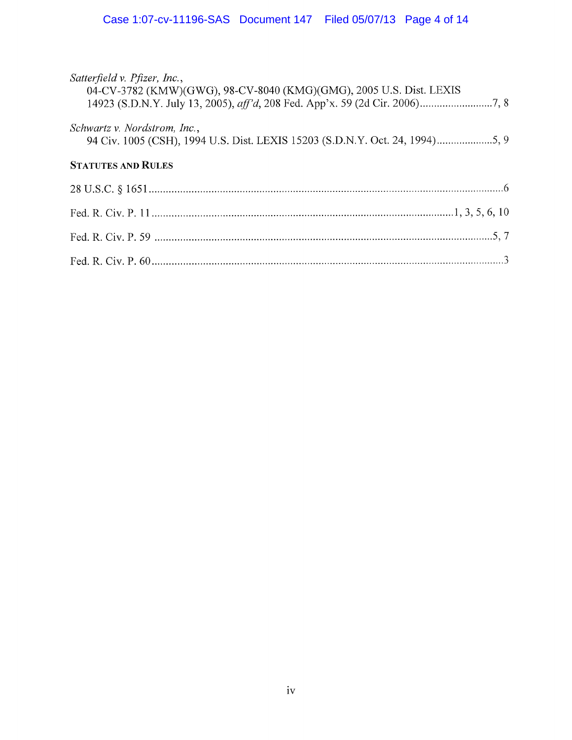*Satterfield v. Pfizer, Inc.*,
04-CV-3782 (KMW)(GWG), 98-CV-8040 (KMG)(GMG), 2005 U.S. Dist. LEXIS 14923 (S.D.N.Y. July 13, 2005), *aff'd*, 208 Fed. App'x. 59 (2d Cir. 2006)..........................7, 8

*Schwartz v. Nordstrom, Inc.*,
94 Civ. 1005 (CSH), 1994 U.S. Dist. LEXIS 15203 (S.D.N.Y. Oct. 24, 1994)....................5, 9

**STATUTES AND RULES**

28 U.S.C. § 1651............................................................................................................................6

Fed. R. Civ. P. 11 ........................................................................................................1, 3, 5, 6, 10

Fed. R. Civ. P. 59 .......................................................................................................................5, 7

Fed. R. Civ. P. 60 ...........................................................................................................................3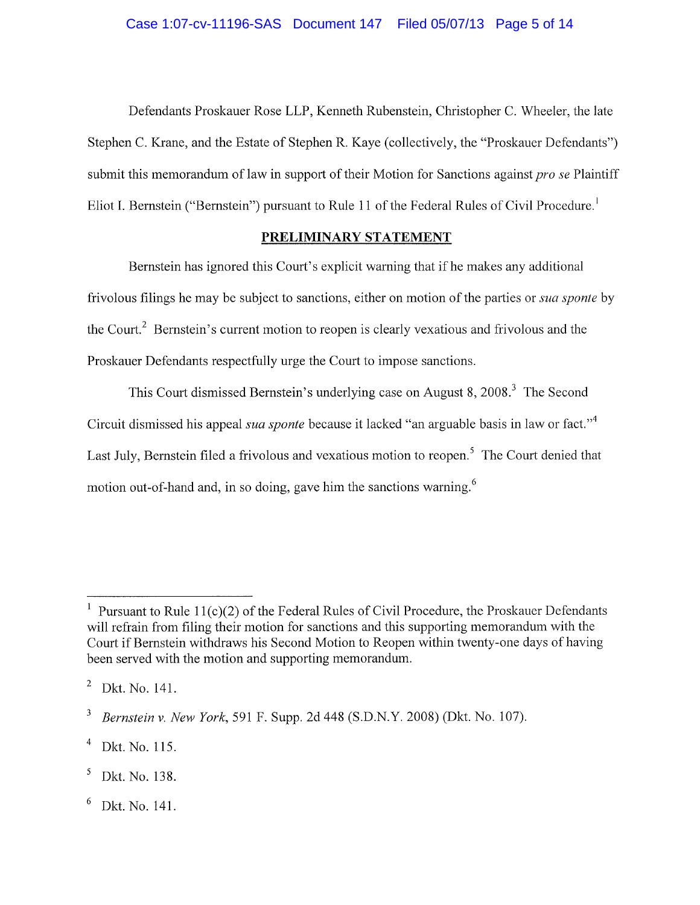Defendants Proskauer Rose LLP, Kenneth Rubenstein, Christopher C. Wheeler, the late Stephen C. Krane, and the Estate of Stephen R. Kaye (collectively, the "Proskauer Defendants") submit this memorandum of law in support of their Motion for Sanctions against *pro se* Plaintiff Eliot I. Bernstein ("Bernstein") pursuant to Rule 11 of the Federal Rules of Civil Procedure.[1]

## PRELIMINARY STATEMENT

Bernstein has ignored this Court's explicit warning that if he makes any additional frivolous filings he may be subject to sanctions, either on motion of the parties or *sua sponte* by the Court.[2] Bernstein's current motion to reopen is clearly vexatious and frivolous and the Proskauer Defendants respectfully urge the Court to impose sanctions.

This Court dismissed Bernstein's underlying case on August 8, 2008.[3] The Second Circuit dismissed his appeal *sua sponte* because it lacked "an arguable basis in law or fact."[4] Last July, Bernstein filed a frivolous and vexatious motion to reopen.[5] The Court denied that motion out-of-hand and, in so doing, gave him the sanctions warning.[6]

---

[1] Pursuant to Rule 11(c)(2) of the Federal Rules of Civil Procedure, the Proskauer Defendants will refrain from filing their motion for sanctions and this supporting memorandum with the Court if Bernstein withdraws his Second Motion to Reopen within twenty-one days of having been served with the motion and supporting memorandum.

[2] Dkt. No. 141.

[3] *Bernstein v. New York*, 591 F. Supp. 2d 448 (S.D.N.Y. 2008) (Dkt. No. 107).

[4] Dkt. No. 115.

[5] Dkt. No. 138.

[6] Dkt. No. 141.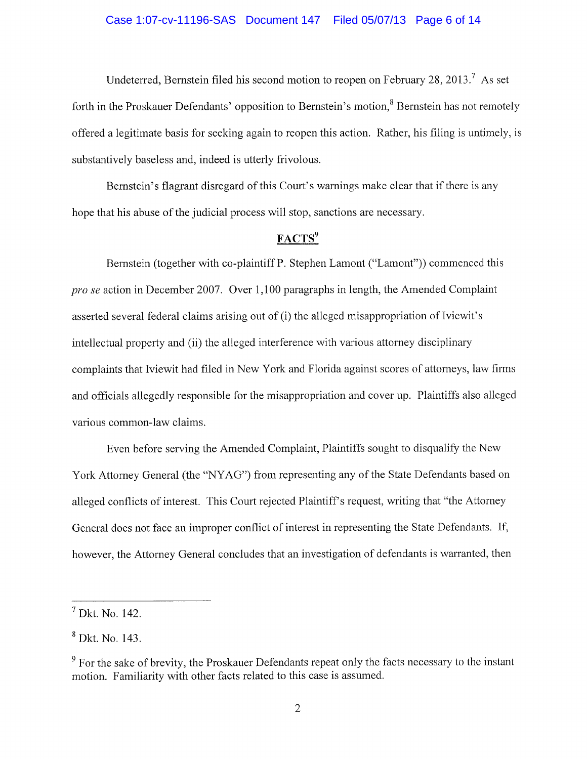Undeterred, Bernstein filed his second motion to reopen on February 28, 2013.[7] As set forth in the Proskauer Defendants' opposition to Bernstein's motion,[8] Bernstein has not remotely offered a legitimate basis for seeking again to reopen this action. Rather, his filing is untimely, is substantively baseless and, indeed is utterly frivolous.

Bernstein's flagrant disregard of this Court's warnings make clear that if there is any hope that his abuse of the judicial process will stop, sanctions are necessary.

## FACTS[9]

Bernstein (together with co-plaintiff P. Stephen Lamont ("Lamont")) commenced this *pro se* action in December 2007. Over 1,100 paragraphs in length, the Amended Complaint asserted several federal claims arising out of (i) the alleged misappropriation of Iviewit's intellectual property and (ii) the alleged interference with various attorney disciplinary complaints that Iviewit had filed in New York and Florida against scores of attorneys, law firms and officials allegedly responsible for the misappropriation and cover up. Plaintiffs also alleged various common-law claims.

Even before serving the Amended Complaint, Plaintiffs sought to disqualify the New York Attorney General (the "NYAG") from representing any of the State Defendants based on alleged conflicts of interest. This Court rejected Plaintiff's request, writing that "the Attorney General does not face an improper conflict of interest in representing the State Defendants. If, however, the Attorney General concludes that an investigation of defendants is warranted, then

---

[7] Dkt. No. 142.

[8] Dkt. No. 143.

[9] For the sake of brevity, the Proskauer Defendants repeat only the facts necessary to the instant motion. Familiarity with other facts related to this case is assumed.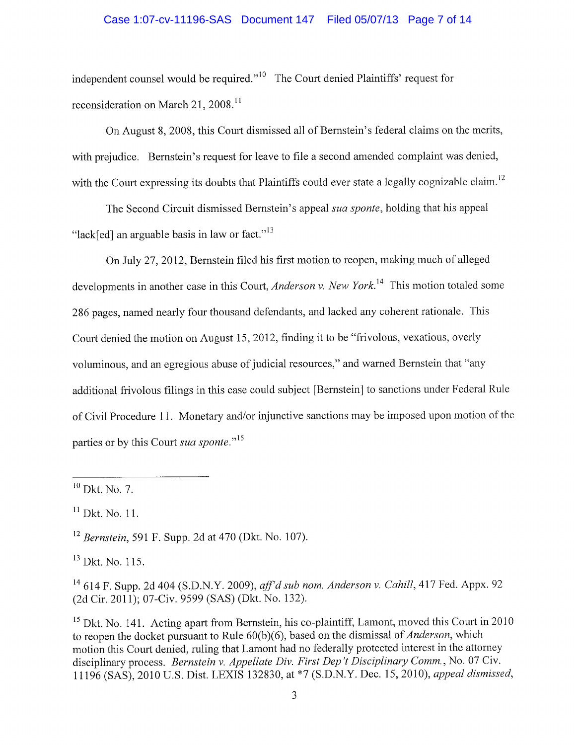independent counsel would be required."[10] The Court denied Plaintiffs' request for reconsideration on March 21, 2008.[11]

On August 8, 2008, this Court dismissed all of Bernstein's federal claims on the merits, with prejudice. Bernstein's request for leave to file a second amended complaint was denied, with the Court expressing its doubts that Plaintiffs could ever state a legally cognizable claim.[12]

The Second Circuit dismissed Bernstein's appeal *sua sponte*, holding that his appeal "lack[ed] an arguable basis in law or fact."[13]

On July 27, 2012, Bernstein filed his first motion to reopen, making much of alleged developments in another case in this Court, *Anderson v. New York*.[14] This motion totaled some 286 pages, named nearly four thousand defendants, and lacked any coherent rationale. This Court denied the motion on August 15, 2012, finding it to be "frivolous, vexatious, overly voluminous, and an egregious abuse of judicial resources," and warned Bernstein that "any additional frivolous filings in this case could subject [Bernstein] to sanctions under Federal Rule of Civil Procedure 11. Monetary and/or injunctive sanctions may be imposed upon motion of the parties or by this Court *sua sponte*."[15]

---

[10] Dkt. No. 7.

[11] Dkt. No. 11.

[12] *Bernstein*, 591 F. Supp. 2d at 470 (Dkt. No. 107).

[13] Dkt. No. 115.

[14] 614 F. Supp. 2d 404 (S.D.N.Y. 2009), *aff'd sub nom. Anderson v. Cahill*, 417 Fed. Appx. 92 (2d Cir. 2011); 07-Civ. 9599 (SAS) (Dkt. No. 132).

[15] Dkt. No. 141. Acting apart from Bernstein, his co-plaintiff, Lamont, moved this Court in 2010 to reopen the docket pursuant to Rule 60(b)(6), based on the dismissal of *Anderson*, which motion this Court denied, ruling that Lamont had no federally protected interest in the attorney disciplinary process. *Bernstein v. Appellate Div. First Dep't Disciplinary Comm.*, No. 07 Civ. 11196 (SAS), 2010 U.S. Dist. LEXIS 132830, at *7 (S.D.N.Y. Dec. 15, 2010), *appeal dismissed*,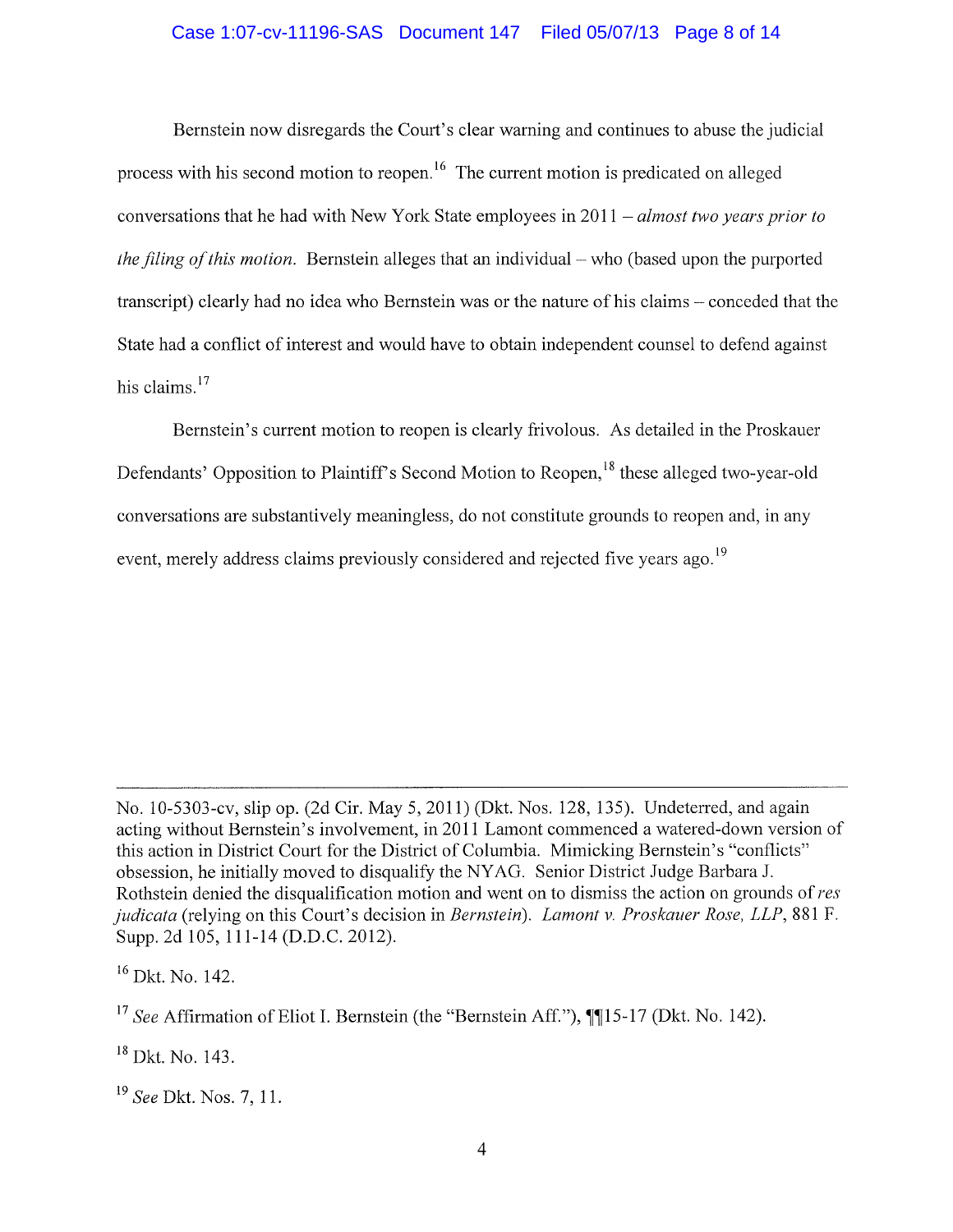Bernstein now disregards the Court's clear warning and continues to abuse the judicial process with his second motion to reopen.[16] The current motion is predicated on alleged conversations that he had with New York State employees in 2011 – *almost two years prior to the filing of this motion.* Bernstein alleges that an individual – who (based upon the purported transcript) clearly had no idea who Bernstein was or the nature of his claims – conceded that the State had a conflict of interest and would have to obtain independent counsel to defend against his claims.[17]

Bernstein's current motion to reopen is clearly frivolous. As detailed in the Proskauer Defendants' Opposition to Plaintiff's Second Motion to Reopen,[18] these alleged two-year-old conversations are substantively meaningless, do not constitute grounds to reopen and, in any event, merely address claims previously considered and rejected five years ago.[19]

---

No. 10-5303-cv, slip op. (2d Cir. May 5, 2011) (Dkt. Nos. 128, 135). Undeterred, and again acting without Bernstein's involvement, in 2011 Lamont commenced a watered-down version of this action in District Court for the District of Columbia. Mimicking Bernstein's "conflicts" obsession, he initially moved to disqualify the NYAG. Senior District Judge Barbara J. Rothstein denied the disqualification motion and went on to dismiss the action on grounds of *res judicata* (relying on this Court's decision in *Bernstein*). *Lamont v. Proskauer Rose, LLP*, 881 F. Supp. 2d 105, 111-14 (D.D.C. 2012).

[16] Dkt. No. 142.

[17] *See* Affirmation of Eliot I. Bernstein (the "Bernstein Aff."), ¶¶15-17 (Dkt. No. 142).

[18] Dkt. No. 143.

[19] *See* Dkt. Nos. 7, 11.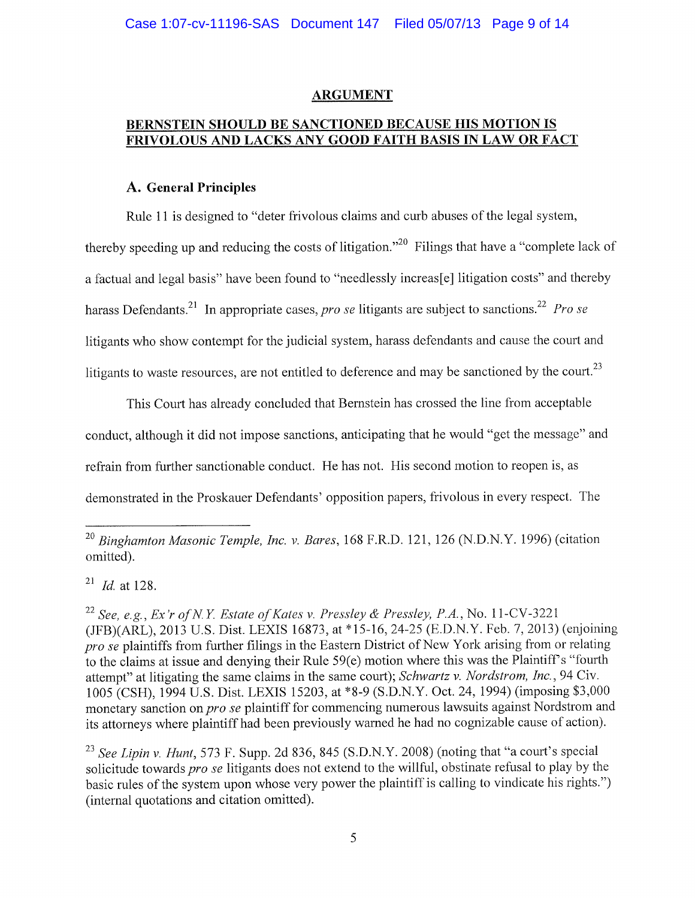## ARGUMENT

## BERNSTEIN SHOULD BE SANCTIONED BECAUSE HIS MOTION IS FRIVOLOUS AND LACKS ANY GOOD FAITH BASIS IN LAW OR FACT

### A. General Principles

Rule 11 is designed to "deter frivolous claims and curb abuses of the legal system, thereby speeding up and reducing the costs of litigation."[20] Filings that have a "complete lack of a factual and legal basis" have been found to "needlessly increas[e] litigation costs" and thereby harass Defendants.[21] In appropriate cases, *pro se* litigants are subject to sanctions.[22] *Pro se* litigants who show contempt for the judicial system, harass defendants and cause the court and litigants to waste resources, are not entitled to deference and may be sanctioned by the court.[23]

This Court has already concluded that Bernstein has crossed the line from acceptable conduct, although it did not impose sanctions, anticipating that he would "get the message" and refrain from further sanctionable conduct. He has not. His second motion to reopen is, as demonstrated in the Proskauer Defendants' opposition papers, frivolous in every respect. The

---

[20] *Binghamton Masonic Temple, Inc. v. Bares*, 168 F.R.D. 121, 126 (N.D.N.Y. 1996) (citation omitted).

[21] *Id.* at 128.

[22] *See, e.g., Ex'r of N.Y. Estate of Kates v. Pressley & Pressley, P.A.*, No. 11-CV-3221 (JFB)(ARL), 2013 U.S. Dist. LEXIS 16873, at *15-16, 24-25 (E.D.N.Y. Feb. 7, 2013) (enjoining *pro se* plaintiffs from further filings in the Eastern District of New York arising from or relating to the claims at issue and denying their Rule 59(e) motion where this was the Plaintiff's "fourth attempt" at litigating the same claims in the same court); *Schwartz v. Nordstrom, Inc.*, 94 Civ. 1005 (CSH), 1994 U.S. Dist. LEXIS 15203, at *8-9 (S.D.N.Y. Oct. 24, 1994) (imposing $3,000 monetary sanction on *pro se* plaintiff for commencing numerous lawsuits against Nordstrom and its attorneys where plaintiff had been previously warned he had no cognizable cause of action).

[23] *See Lipin v. Hunt*, 573 F. Supp. 2d 836, 845 (S.D.N.Y. 2008) (noting that "a court's special solicitude towards *pro se* litigants does not extend to the willful, obstinate refusal to play by the basic rules of the system upon whose very power the plaintiff is calling to vindicate his rights.") (internal quotations and citation omitted).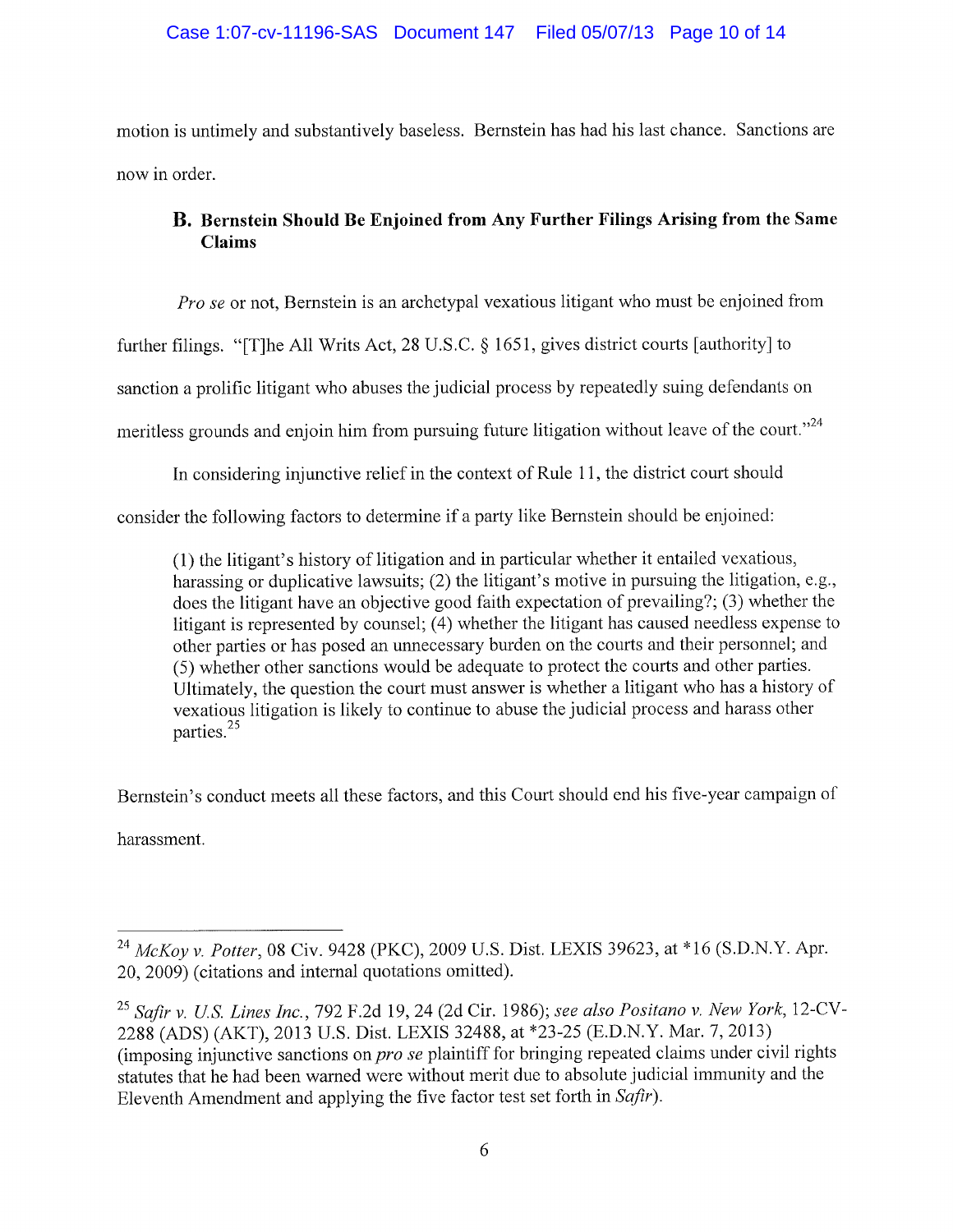motion is untimely and substantively baseless. Bernstein has had his last chance. Sanctions are now in order.

### B. Bernstein Should Be Enjoined from Any Further Filings Arising from the Same Claims

*Pro se* or not, Bernstein is an archetypal vexatious litigant who must be enjoined from further filings. "[T]he All Writs Act, 28 U.S.C. § 1651, gives district courts [authority] to sanction a prolific litigant who abuses the judicial process by repeatedly suing defendants on meritless grounds and enjoin him from pursuing future litigation without leave of the court."[24]

In considering injunctive relief in the context of Rule 11, the district court should consider the following factors to determine if a party like Bernstein should be enjoined:

> (1) the litigant's history of litigation and in particular whether it entailed vexatious, harassing or duplicative lawsuits; (2) the litigant's motive in pursuing the litigation, e.g., does the litigant have an objective good faith expectation of prevailing?; (3) whether the litigant is represented by counsel; (4) whether the litigant has caused needless expense to other parties or has posed an unnecessary burden on the courts and their personnel; and (5) whether other sanctions would be adequate to protect the courts and other parties. Ultimately, the question the court must answer is whether a litigant who has a history of vexatious litigation is likely to continue to abuse the judicial process and harass other parties.[25]

Bernstein's conduct meets all these factors, and this Court should end his five-year campaign of harassment.

---

[24] *McKoy v. Potter*, 08 Civ. 9428 (PKC), 2009 U.S. Dist. LEXIS 39623, at *16 (S.D.N.Y. Apr. 20, 2009) (citations and internal quotations omitted).

[25] *Safir v. U.S. Lines Inc.*, 792 F.2d 19, 24 (2d Cir. 1986); *see also Positano v. New York*, 12-CV-2288 (ADS) (AKT), 2013 U.S. Dist. LEXIS 32488, at *23-25 (E.D.N.Y. Mar. 7, 2013) (imposing injunctive sanctions on *pro se* plaintiff for bringing repeated claims under civil rights statutes that he had been warned were without merit due to absolute judicial immunity and the Eleventh Amendment and applying the five factor test set forth in *Safir*).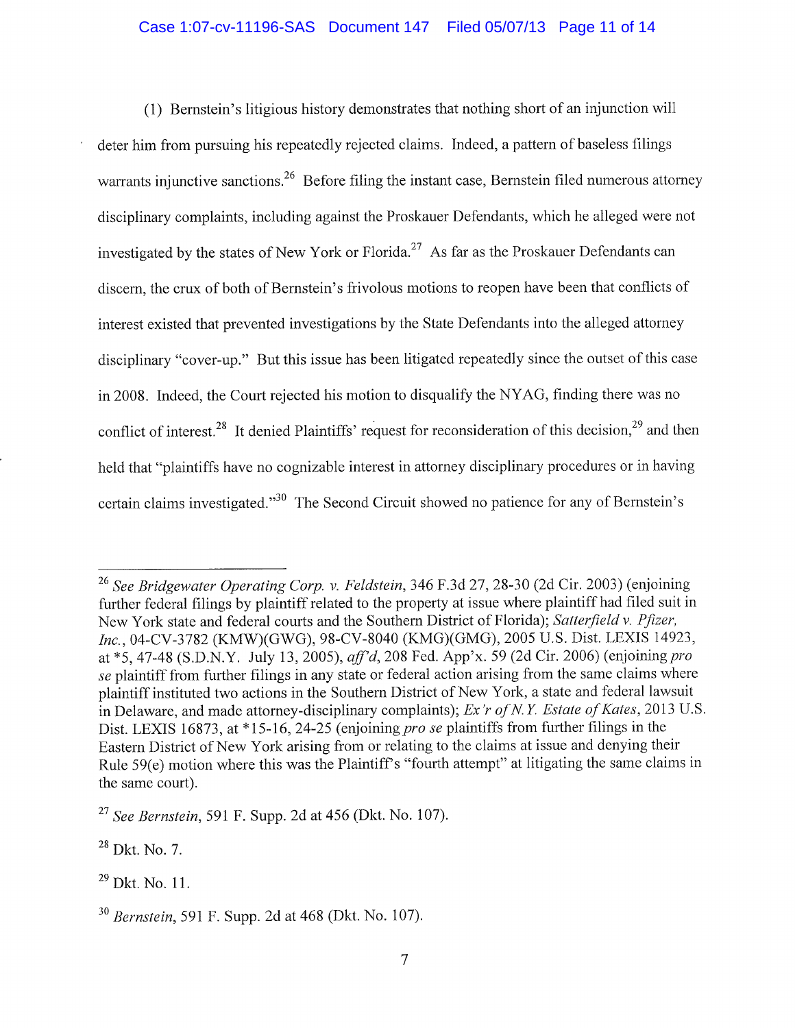(1) Bernstein's litigious history demonstrates that nothing short of an injunction will deter him from pursuing his repeatedly rejected claims. Indeed, a pattern of baseless filings warrants injunctive sanctions.[26] Before filing the instant case, Bernstein filed numerous attorney disciplinary complaints, including against the Proskauer Defendants, which he alleged were not investigated by the states of New York or Florida.[27] As far as the Proskauer Defendants can discern, the crux of both of Bernstein's frivolous motions to reopen have been that conflicts of interest existed that prevented investigations by the State Defendants into the alleged attorney disciplinary "cover-up." But this issue has been litigated repeatedly since the outset of this case in 2008. Indeed, the Court rejected his motion to disqualify the NYAG, finding there was no conflict of interest.[28] It denied Plaintiffs' request for reconsideration of this decision,[29] and then held that "plaintiffs have no cognizable interest in attorney disciplinary procedures or in having certain claims investigated."[30] The Second Circuit showed no patience for any of Bernstein's

---

[26] *See Bridgewater Operating Corp. v. Feldstein*, 346 F.3d 27, 28-30 (2d Cir. 2003) (enjoining further federal filings by plaintiff related to the property at issue where plaintiff had filed suit in New York state and federal courts and the Southern District of Florida); *Satterfield v. Pfizer, Inc.*, 04-CV-3782 (KMW)(GWG), 98-CV-8040 (KMG)(GMG), 2005 U.S. Dist. LEXIS 14923, at *5, 47-48 (S.D.N.Y. July 13, 2005), *aff'd*, 208 Fed. App'x. 59 (2d Cir. 2006) (enjoining *pro se* plaintiff from further filings in any state or federal action arising from the same claims where plaintiff instituted two actions in the Southern District of New York, a state and federal lawsuit in Delaware, and made attorney-disciplinary complaints); *Ex'r of N.Y. Estate of Kates*, 2013 U.S. Dist. LEXIS 16873, at *15-16, 24-25 (enjoining *pro se* plaintiffs from further filings in the Eastern District of New York arising from or relating to the claims at issue and denying their Rule 59(e) motion where this was the Plaintiff's "fourth attempt" at litigating the same claims in the same court).

[27] *See Bernstein*, 591 F. Supp. 2d at 456 (Dkt. No. 107).

[28] Dkt. No. 7.

[29] Dkt. No. 11.

[30] *Bernstein*, 591 F. Supp. 2d at 468 (Dkt. No. 107).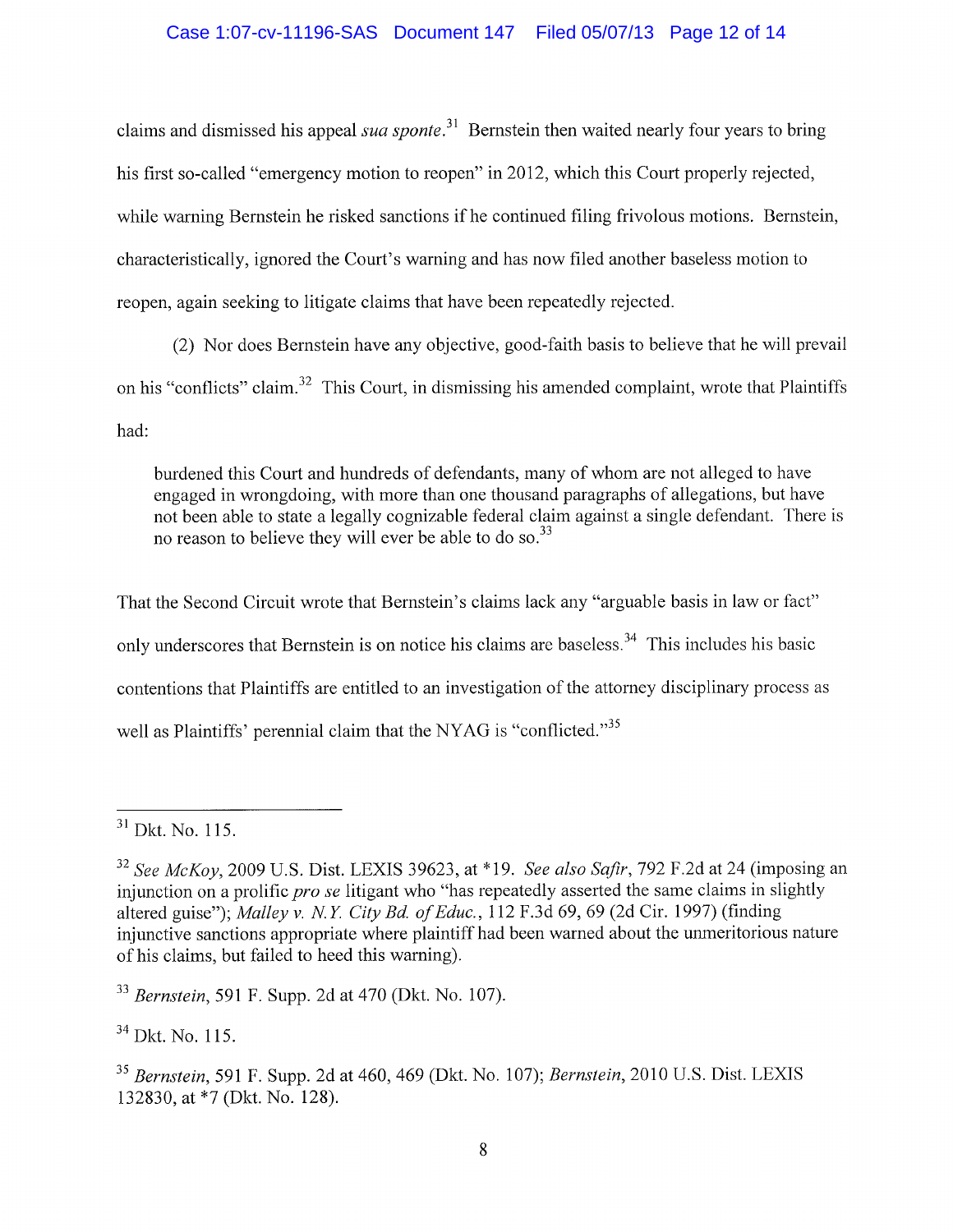claims and dismissed his appeal *sua sponte*.[31] Bernstein then waited nearly four years to bring his first so-called "emergency motion to reopen" in 2012, which this Court properly rejected, while warning Bernstein he risked sanctions if he continued filing frivolous motions. Bernstein, characteristically, ignored the Court's warning and has now filed another baseless motion to reopen, again seeking to litigate claims that have been repeatedly rejected.

(2) Nor does Bernstein have any objective, good-faith basis to believe that he will prevail on his "conflicts" claim.[32] This Court, in dismissing his amended complaint, wrote that Plaintiffs had:

> burdened this Court and hundreds of defendants, many of whom are not alleged to have engaged in wrongdoing, with more than one thousand paragraphs of allegations, but have not been able to state a legally cognizable federal claim against a single defendant. There is no reason to believe they will ever be able to do so.[33]

That the Second Circuit wrote that Bernstein's claims lack any "arguable basis in law or fact" only underscores that Bernstein is on notice his claims are baseless.[34] This includes his basic contentions that Plaintiffs are entitled to an investigation of the attorney disciplinary process as well as Plaintiffs' perennial claim that the NYAG is "conflicted."[35]

---

[31] Dkt. No. 115.

[32] *See McKoy*, 2009 U.S. Dist. LEXIS 39623, at *19. *See also Safir*, 792 F.2d at 24 (imposing an injunction on a prolific *pro se* litigant who "has repeatedly asserted the same claims in slightly altered guise"); *Malley v. N.Y. City Bd. of Educ.*, 112 F.3d 69, 69 (2d Cir. 1997) (finding injunctive sanctions appropriate where plaintiff had been warned about the unmeritorious nature of his claims, but failed to heed this warning).

[33] *Bernstein*, 591 F. Supp. 2d at 470 (Dkt. No. 107).

[34] Dkt. No. 115.

[35] *Bernstein*, 591 F. Supp. 2d at 460, 469 (Dkt. No. 107); *Bernstein*, 2010 U.S. Dist. LEXIS 132830, at *7 (Dkt. No. 128).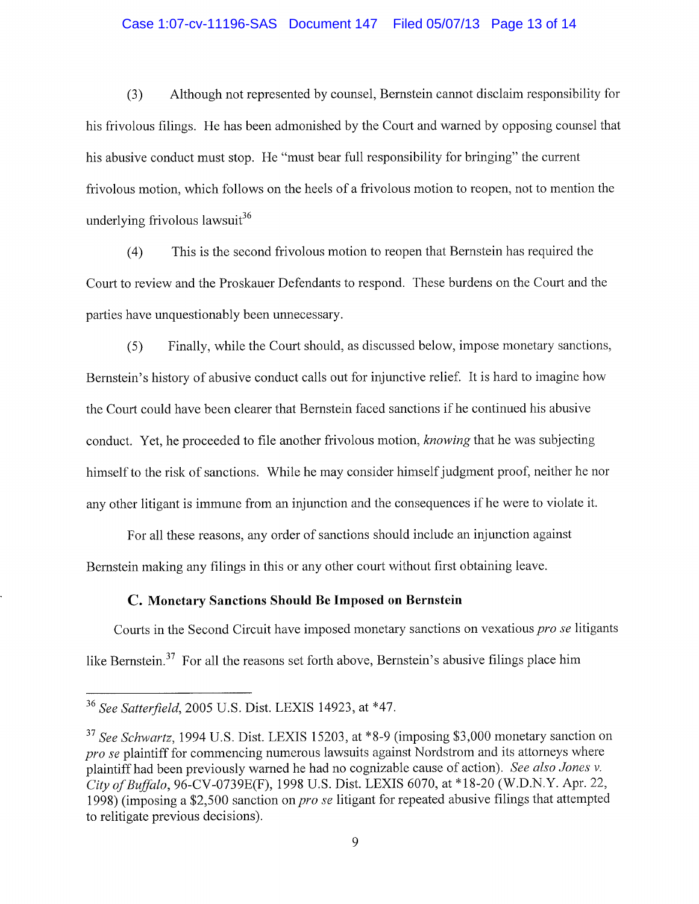(3) Although not represented by counsel, Bernstein cannot disclaim responsibility for his frivolous filings. He has been admonished by the Court and warned by opposing counsel that his abusive conduct must stop. He "must bear full responsibility for bringing" the current frivolous motion, which follows on the heels of a frivolous motion to reopen, not to mention the underlying frivolous lawsuit[36]

(4) This is the second frivolous motion to reopen that Bernstein has required the Court to review and the Proskauer Defendants to respond. These burdens on the Court and the parties have unquestionably been unnecessary.

(5) Finally, while the Court should, as discussed below, impose monetary sanctions, Bernstein's history of abusive conduct calls out for injunctive relief. It is hard to imagine how the Court could have been clearer that Bernstein faced sanctions if he continued his abusive conduct. Yet, he proceeded to file another frivolous motion, *knowing* that he was subjecting himself to the risk of sanctions. While he may consider himself judgment proof, neither he nor any other litigant is immune from an injunction and the consequences if he were to violate it.

For all these reasons, any order of sanctions should include an injunction against Bernstein making any filings in this or any other court without first obtaining leave.

### C. Monetary Sanctions Should Be Imposed on Bernstein

Courts in the Second Circuit have imposed monetary sanctions on vexatious *pro se* litigants like Bernstein.[37] For all the reasons set forth above, Bernstein's abusive filings place him

---

[36] *See Satterfield*, 2005 U.S. Dist. LEXIS 14923, at *47.

[37] *See Schwartz*, 1994 U.S. Dist. LEXIS 15203, at *8-9 (imposing $3,000 monetary sanction on *pro se* plaintiff for commencing numerous lawsuits against Nordstrom and its attorneys where plaintiff had been previously warned he had no cognizable cause of action). *See also Jones v. City of Buffalo*, 96-CV-0739E(F), 1998 U.S. Dist. LEXIS 6070, at *18-20 (W.D.N.Y. Apr. 22, 1998) (imposing a $2,500 sanction on *pro se* litigant for repeated abusive filings that attempted to relitigate previous decisions).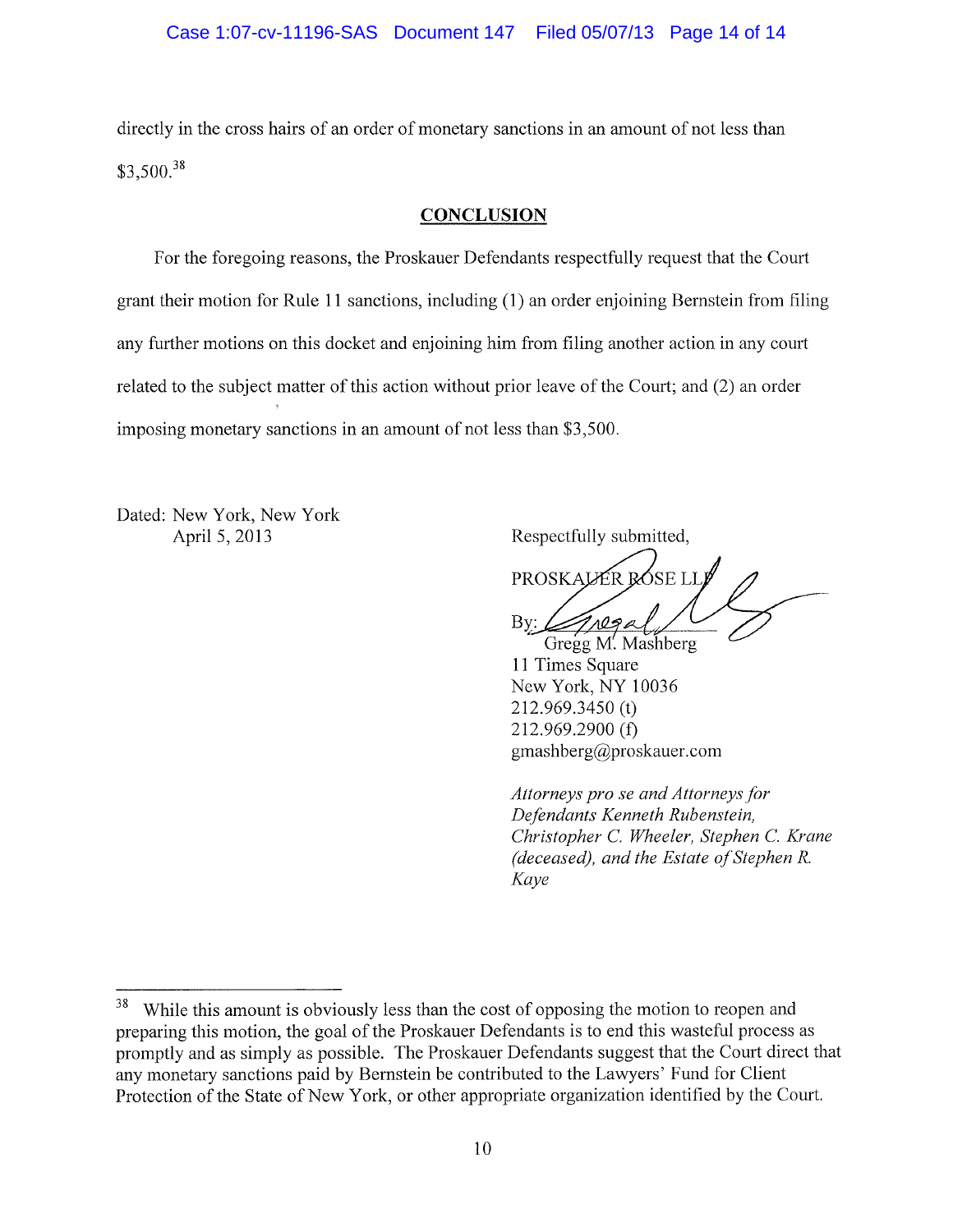directly in the cross hairs of an order of monetary sanctions in an amount of not less than $3,500.[38]

## CONCLUSION

For the foregoing reasons, the Proskauer Defendants respectfully request that the Court grant their motion for Rule 11 sanctions, including (1) an order enjoining Bernstein from filing any further motions on this docket and enjoining him from filing another action in any court related to the subject matter of this action without prior leave of the Court; and (2) an order imposing monetary sanctions in an amount of not less than $3,500.

Dated: New York, New York
April 5, 2013

Respectfully submitted,

PROSKAUER ROSE LLP

By: ____________________
Gregg M. Mashberg
11 Times Square
New York, NY 10036
212.969.3450 (t)
212.969.2900 (f)
gmashberg@proskauer.com

*Attorneys pro se and Attorneys for Defendants Kenneth Rubenstein, Christopher C. Wheeler, Stephen C. Krane (deceased), and the Estate of Stephen R. Kaye*

---

[38] While this amount is obviously less than the cost of opposing the motion to reopen and preparing this motion, the goal of the Proskauer Defendants is to end this wasteful process as promptly and as simply as possible. The Proskauer Defendants suggest that the Court direct that any monetary sanctions paid by Bernstein be contributed to the Lawyers' Fund for Client Protection of the State of New York, or other appropriate organization identified by the Court.